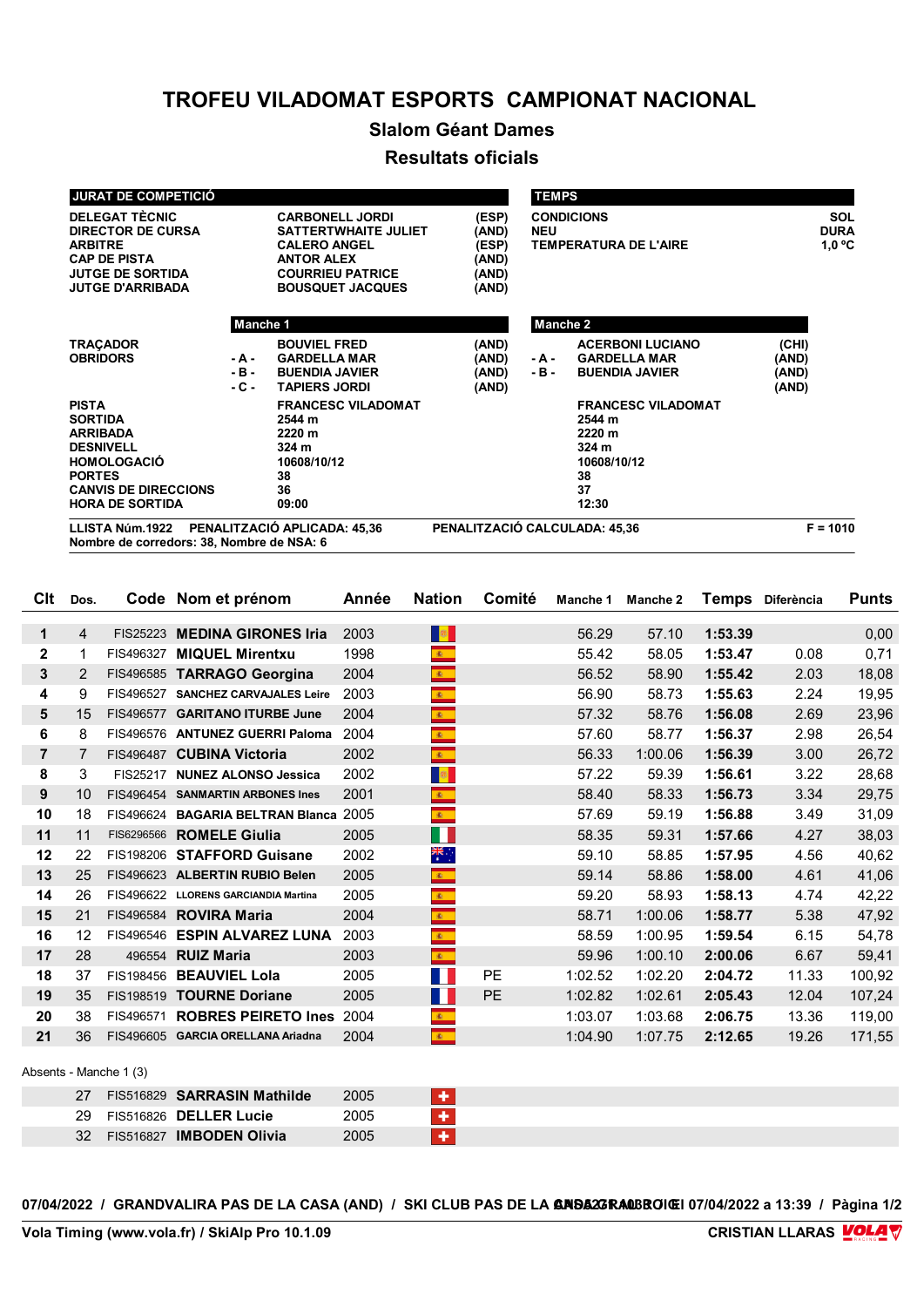# TROFEU VILADOMAT ESPORTS CAMPIONAT NACIONAL

## Slalom Géant Dames

## Resultats oficials

| JURAT DE COMPETICIÓ | | |
|---|---|---|
| DELEGAT TÈCNIC | CARBONELL JORDI | (ESP) |
| DIRECTOR DE CURSA | SATTERTWHAITE JULIET | (AND) |
| ARBITRE | CALERO ANGEL | (ESP) |
| CAP DE PISTA | ANTOR ALEX | (AND) |
| JUTGE DE SORTIDA | COURRIEU PATRICE | (AND) |
| JUTGE D'ARRIBADA | BOUSQUET JACQUES | (AND) |

| TEMPS | |
|---|---|
| CONDICIONS | SOL |
| NEU | DURA |
| TEMPERATURA DE L'AIRE | 1,0 °C |

| | Manche 1 | | Manche 2 | |
|---|---|---|---|---|
| TRAÇADOR | BOUVIEL FRED | (AND) | ACERBONI LUCIANO | (CHI) |
| OBRIDORS | - A - GARDELLA MAR | (AND) | - A - GARDELLA MAR | (AND) |
| | - B - BUENDIA JAVIER | (AND) | - B - BUENDIA JAVIER | (AND) |
| | - C - TAPIERS JORDI | (AND) | | (AND) |
| PISTA | FRANCESC VILADOMAT | | FRANCESC VILADOMAT | |
| SORTIDA | 2544 m | | 2544 m | |
| ARRIBADA | 2220 m | | 2220 m | |
| DESNIVELL | 324 m | | 324 m | |
| HOMOLOGACIÓ | 10608/10/12 | | 10608/10/12 | |
| PORTES | 38 | | 38 | |
| CANVIS DE DIRECCIONS | 36 | | 37 | |
| HORA DE SORTIDA | 09:00 | | 12:30 | |

LLISTA Núm.1922 PENALITZACIÓ APLICADA: 45,36 PENALITZACIÓ CALCULADA: 45,36 F = 1010
Nombre de corredors: 38, Nombre de NSA: 6

| Clt | Dos. | Code | Nom et prénom | Année | Nation | Comité | Manche 1 | Manche 2 | Temps | Diferència | Punts |
|---|---|---|---|---|---|---|---|---|---|---|---|
| 1 | 4 | FIS25223 | MEDINA GIRONES Iria | 2003 | | | 56.29 | 57.10 | 1:53.39 | | 0,00 |
| 2 | 1 | FIS496327 | MIQUEL Mirentxu | 1998 | | | 55.42 | 58.05 | 1:53.47 | 0.08 | 0,71 |
| 3 | 2 | FIS496585 | TARRAGO Georgina | 2004 | | | 56.52 | 58.90 | 1:55.42 | 2.03 | 18,08 |
| 4 | 9 | FIS496527 | SANCHEZ CARVAJALES Leire | 2003 | | | 56.90 | 58.73 | 1:55.63 | 2.24 | 19,95 |
| 5 | 15 | FIS496577 | GARITANO ITURBE June | 2004 | | | 57.32 | 58.76 | 1:56.08 | 2.69 | 23,96 |
| 6 | 8 | FIS496576 | ANTUNEZ GUERRI Paloma | 2004 | | | 57.60 | 58.77 | 1:56.37 | 2.98 | 26,54 |
| 7 | 7 | FIS496487 | CUBINA Victoria | 2002 | | | 56.33 | 1:00.06 | 1:56.39 | 3.00 | 26,72 |
| 8 | 3 | FIS25217 | NUNEZ ALONSO Jessica | 2002 | | | 57.22 | 59.39 | 1:56.61 | 3.22 | 28,68 |
| 9 | 10 | FIS496454 | SANMARTIN ARBONES Ines | 2001 | | | 58.40 | 58.33 | 1:56.73 | 3.34 | 29,75 |
| 10 | 18 | FIS496624 | BAGARIA BELTRAN Blanca | 2005 | | | 57.69 | 59.19 | 1:56.88 | 3.49 | 31,09 |
| 11 | 11 | FIS6296566 | ROMELE Giulia | 2005 | | | 58.35 | 59.31 | 1:57.66 | 4.27 | 38,03 |
| 12 | 22 | FIS198206 | STAFFORD Guisane | 2002 | | | 59.10 | 58.85 | 1:57.95 | 4.56 | 40,62 |
| 13 | 25 | FIS496623 | ALBERTIN RUBIO Belen | 2005 | | | 59.14 | 58.86 | 1:58.00 | 4.61 | 41,06 |
| 14 | 26 | FIS496622 | LLORENS GARCIANDIA Martina | 2005 | | | 59.20 | 58.93 | 1:58.13 | 4.74 | 42,22 |
| 15 | 21 | FIS496584 | ROVIRA Maria | 2004 | | | 58.71 | 1:00.06 | 1:58.77 | 5.38 | 47,92 |
| 16 | 12 | FIS496546 | ESPIN ALVAREZ LUNA | 2003 | | | 58.59 | 1:00.95 | 1:59.54 | 6.15 | 54,78 |
| 17 | 28 | 496554 | RUIZ Maria | 2003 | | | 59.96 | 1:00.10 | 2:00.06 | 6.67 | 59,41 |
| 18 | 37 | FIS198456 | BEAUVIEL Lola | 2005 | | PE | 1:02.52 | 1:02.20 | 2:04.72 | 11.33 | 100,92 |
| 19 | 35 | FIS198519 | TOURNE Doriane | 2005 | | PE | 1:02.82 | 1:02.61 | 2:05.43 | 12.04 | 107,24 |
| 20 | 38 | FIS496571 | ROBRES PEIRETO Ines | 2004 | | | 1:03.07 | 1:03.68 | 2:06.75 | 13.36 | 119,00 |
| 21 | 36 | FIS496605 | GARCIA ORELLANA Ariadna | 2004 | | | 1:04.90 | 1:07.75 | 2:12.65 | 19.26 | 171,55 |

Absents - Manche 1 (3)

| Dos. | Code | Nom et prénom | Année | Nation |
|---|---|---|---|---|
| 27 | FIS516829 | SARRASIN Mathilde | 2005 | |
| 29 | FIS516826 | DELLER Lucie | 2005 | |
| 32 | FIS516827 | IMBODEN Olivia | 2005 | |

07/04/2022 / GRANDVALIRA PAS DE LA CASA (AND) / SKI CLUB PAS DE LA CASA GRAU ROIG 07/04/2022 a 13:39

Vola Timing (www.vola.fr) / SkiAlp Pro 10.1.09 CRISTIAN LLARAS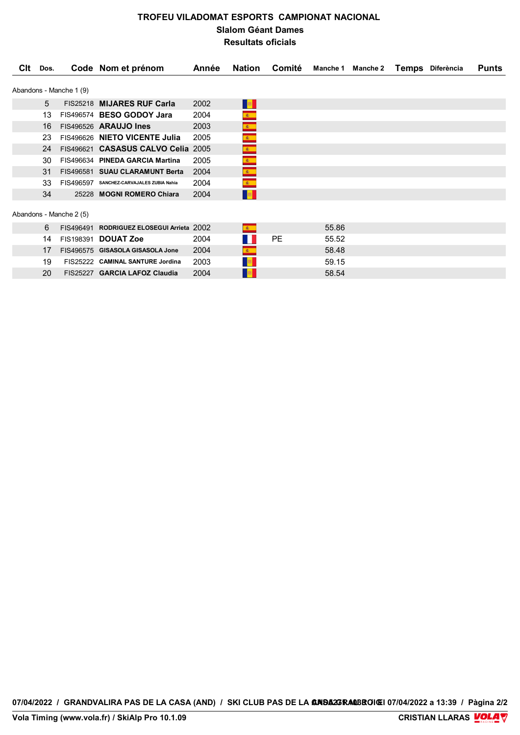**TROFEU VILADOMAT ESPORTS CAMPIONAT NACIONAL**

**Slalom Géant Dames**

**Resultats oficials**

| Clt | Dos. | Code | Nom et prénom | Année | Nation | Comité | Manche 1 | Manche 2 | Temps | Diferència | Punts |
|---|---|---|---|---|---|---|---|---|---|---|---|
| Abandons - Manche 1 (9) | | | | | | | | | | | |
| | 5 | FIS25218 | **MIJARES RUF Carla** | 2002 | | | | | | | |
| | 13 | FIS496574 | **BESO GODOY Jara** | 2004 | | | | | | | |
| | 16 | FIS496526 | **ARAUJO Ines** | 2003 | | | | | | | |
| | 23 | FIS496626 | **NIETO VICENTE Julia** | 2005 | | | | | | | |
| | 24 | FIS496621 | **CASASUS CALVO Celia** | 2005 | | | | | | | |
| | 30 | FIS496634 | **PINEDA GARCIA Martina** | 2005 | | | | | | | |
| | 31 | FIS496581 | **SUAU CLARAMUNT Berta** | 2004 | | | | | | | |
| | 33 | FIS496597 | **SANCHEZ-CARVAJALES ZUBIA Nahia** | 2004 | | | | | | | |
| | 34 | 25228 | **MOGNI ROMERO Chiara** | 2004 | | | | | | | |
| Abandons - Manche 2 (5) | | | | | | | | | | | |
| | 6 | FIS496491 | **RODRIGUEZ ELOSEGUI Arrieta** | 2002 | | | 55.86 | | | | |
| | 14 | FIS198391 | **DOUAT Zoe** | 2004 | | PE | 55.52 | | | | |
| | 17 | FIS496575 | **GISASOLA GISASOLA Jone** | 2004 | | | 58.48 | | | | |
| | 19 | FIS25222 | **CAMINAL SANTURE Jordina** | 2003 | | | 59.15 | | | | |
| | 20 | FIS25227 | **GARCIA LAFOZ Claudia** | 2004 | | | 58.54 | | | | |